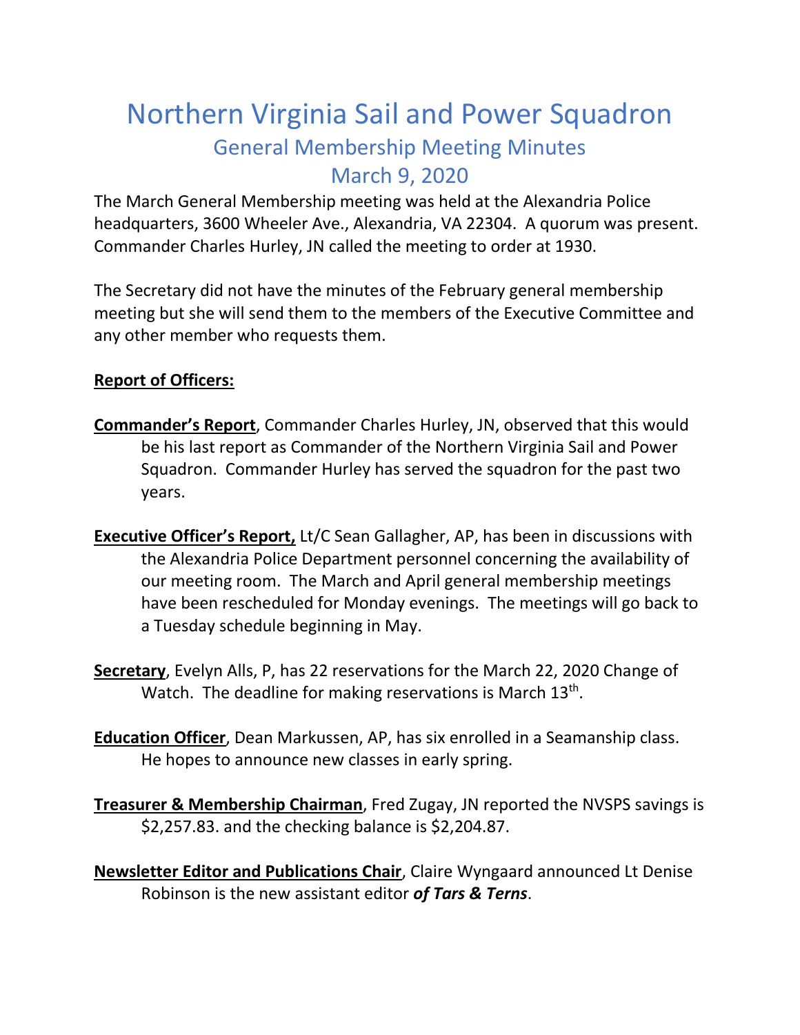# Northern Virginia Sail and Power Squadron

## General Membership Meeting Minutes

## March 9, 2020

The March General Membership meeting was held at the Alexandria Police headquarters, 3600 Wheeler Ave., Alexandria, VA 22304. A quorum was present. Commander Charles Hurley, JN called the meeting to order at 1930.

The Secretary did not have the minutes of the February general membership meeting but she will send them to the members of the Executive Committee and any other member who requests them.

**Report of Officers:**

**Commander's Report**, Commander Charles Hurley, JN, observed that this would be his last report as Commander of the Northern Virginia Sail and Power Squadron. Commander Hurley has served the squadron for the past two years.

**Executive Officer's Report,** Lt/C Sean Gallagher, AP, has been in discussions with the Alexandria Police Department personnel concerning the availability of our meeting room. The March and April general membership meetings have been rescheduled for Monday evenings. The meetings will go back to a Tuesday schedule beginning in May.

**Secretary**, Evelyn Alls, P, has 22 reservations for the March 22, 2020 Change of Watch. The deadline for making reservations is March 13th.

**Education Officer**, Dean Markussen, AP, has six enrolled in a Seamanship class. He hopes to announce new classes in early spring.

**Treasurer & Membership Chairman**, Fred Zugay, JN reported the NVSPS savings is $2,257.83. and the checking balance is $2,204.87.

**Newsletter Editor and Publications Chair**, Claire Wyngaard announced Lt Denise Robinson is the new assistant editor ***of Tars & Terns***.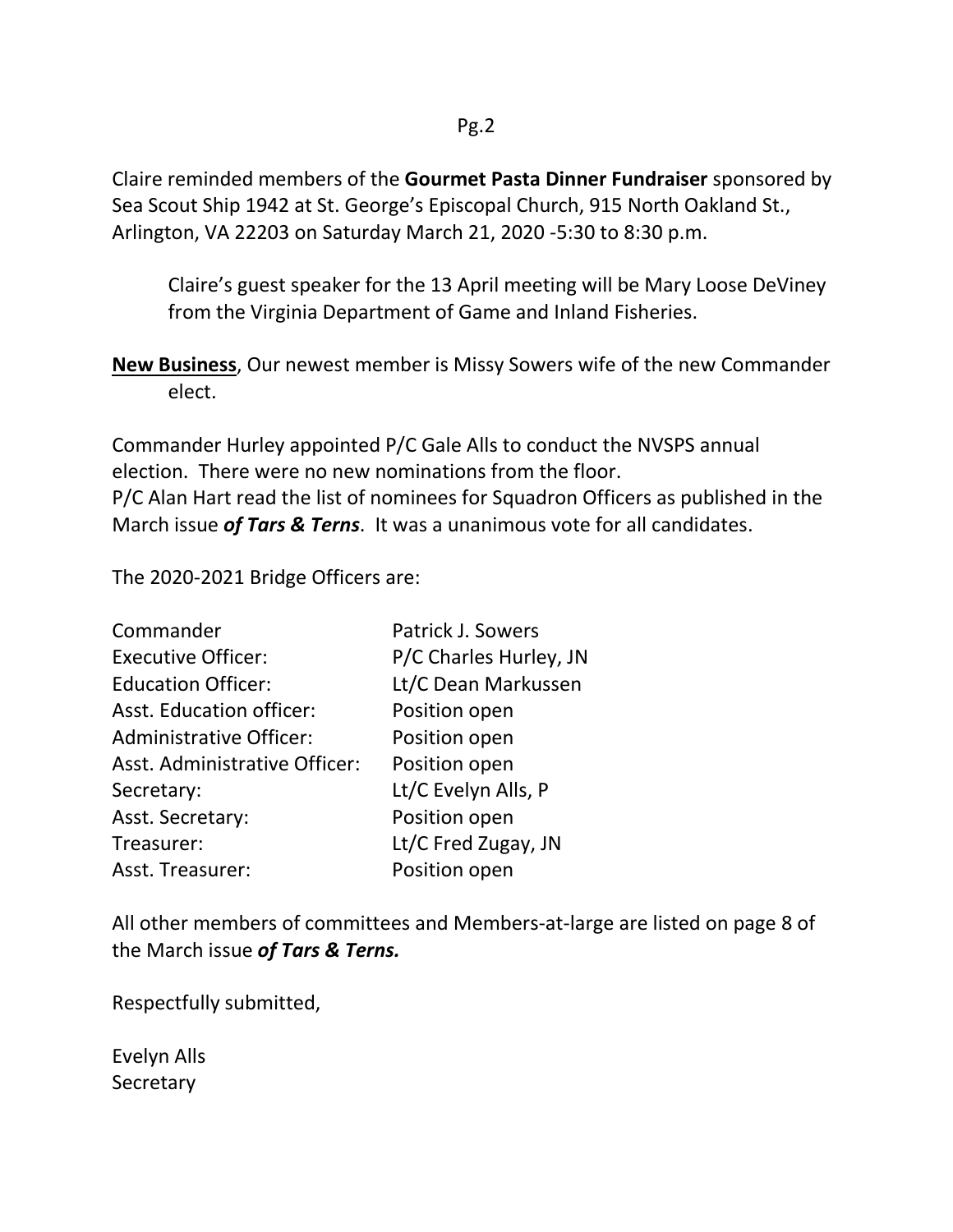Claire reminded members of the **Gourmet Pasta Dinner Fundraiser** sponsored by Sea Scout Ship 1942 at St. George's Episcopal Church, 915 North Oakland St., Arlington, VA 22203 on Saturday March 21, 2020 -5:30 to 8:30 p.m.

Claire's guest speaker for the 13 April meeting will be Mary Loose DeViney from the Virginia Department of Game and Inland Fisheries.

**New Business**, Our newest member is Missy Sowers wife of the new Commander elect.

Commander Hurley appointed P/C Gale Alls to conduct the NVSPS annual election. There were no new nominations from the floor.
P/C Alan Hart read the list of nominees for Squadron Officers as published in the March issue ***of Tars & Terns***. It was a unanimous vote for all candidates.

The 2020-2021 Bridge Officers are:

| | |
|---|---|
| Commander | Patrick J. Sowers |
| Executive Officer: | P/C Charles Hurley, JN |
| Education Officer: | Lt/C Dean Markussen |
| Asst. Education officer: | Position open |
| Administrative Officer: | Position open |
| Asst. Administrative Officer: | Position open |
| Secretary: | Lt/C Evelyn Alls, P |
| Asst. Secretary: | Position open |
| Treasurer: | Lt/C Fred Zugay, JN |
| Asst. Treasurer: | Position open |

All other members of committees and Members-at-large are listed on page 8 of the March issue ***of Tars & Terns.***

Respectfully submitted,

Evelyn Alls
Secretary